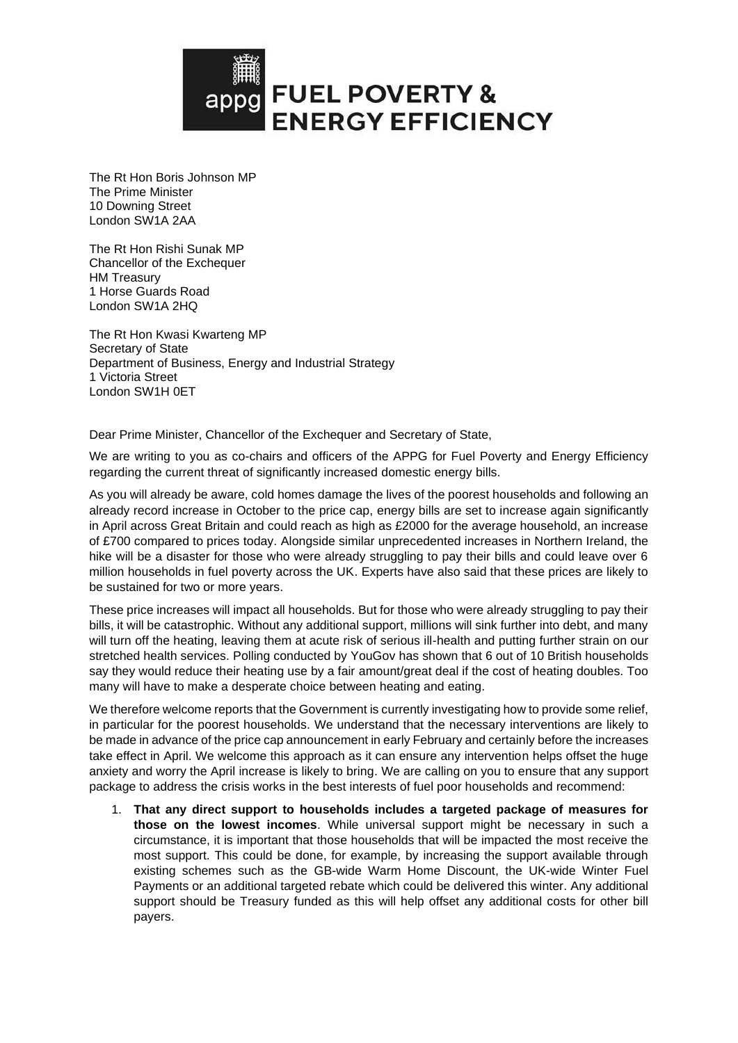# appg FUEL POVERTY & ENERGY EFFICIENCY

The Rt Hon Boris Johnson MP
The Prime Minister
10 Downing Street
London SW1A 2AA

The Rt Hon Rishi Sunak MP
Chancellor of the Exchequer
HM Treasury
1 Horse Guards Road
London SW1A 2HQ

The Rt Hon Kwasi Kwarteng MP
Secretary of State
Department of Business, Energy and Industrial Strategy
1 Victoria Street
London SW1H 0ET

Dear Prime Minister, Chancellor of the Exchequer and Secretary of State,

We are writing to you as co-chairs and officers of the APPG for Fuel Poverty and Energy Efficiency regarding the current threat of significantly increased domestic energy bills.

As you will already be aware, cold homes damage the lives of the poorest households and following an already record increase in October to the price cap, energy bills are set to increase again significantly in April across Great Britain and could reach as high as £2000 for the average household, an increase of £700 compared to prices today. Alongside similar unprecedented increases in Northern Ireland, the hike will be a disaster for those who were already struggling to pay their bills and could leave over 6 million households in fuel poverty across the UK. Experts have also said that these prices are likely to be sustained for two or more years.

These price increases will impact all households. But for those who were already struggling to pay their bills, it will be catastrophic. Without any additional support, millions will sink further into debt, and many will turn off the heating, leaving them at acute risk of serious ill-health and putting further strain on our stretched health services. Polling conducted by YouGov has shown that 6 out of 10 British households say they would reduce their heating use by a fair amount/great deal if the cost of heating doubles. Too many will have to make a desperate choice between heating and eating.

We therefore welcome reports that the Government is currently investigating how to provide some relief, in particular for the poorest households. We understand that the necessary interventions are likely to be made in advance of the price cap announcement in early February and certainly before the increases take effect in April. We welcome this approach as it can ensure any intervention helps offset the huge anxiety and worry the April increase is likely to bring. We are calling on you to ensure that any support package to address the crisis works in the best interests of fuel poor households and recommend:

1. **That any direct support to households includes a targeted package of measures for those on the lowest incomes**. While universal support might be necessary in such a circumstance, it is important that those households that will be impacted the most receive the most support. This could be done, for example, by increasing the support available through existing schemes such as the GB-wide Warm Home Discount, the UK-wide Winter Fuel Payments or an additional targeted rebate which could be delivered this winter. Any additional support should be Treasury funded as this will help offset any additional costs for other bill payers.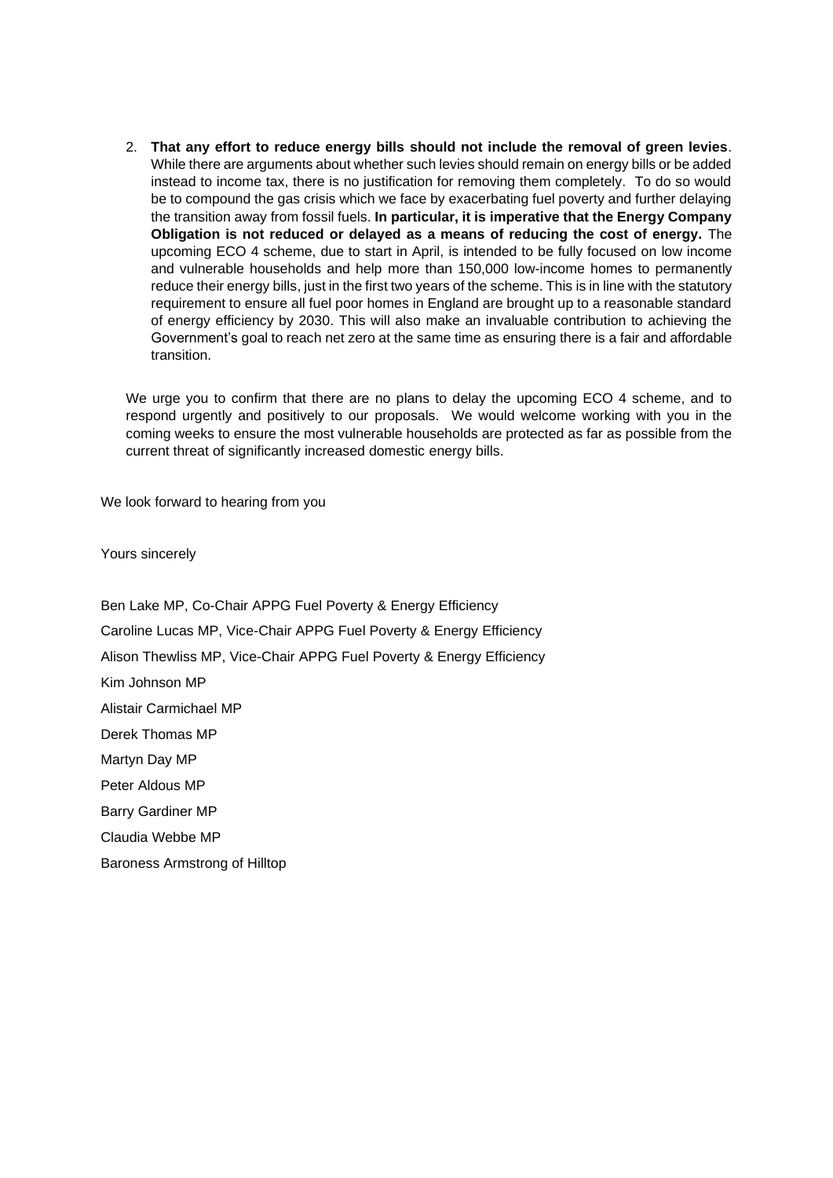2. **That any effort to reduce energy bills should not include the removal of green levies**. While there are arguments about whether such levies should remain on energy bills or be added instead to income tax, there is no justification for removing them completely. To do so would be to compound the gas crisis which we face by exacerbating fuel poverty and further delaying the transition away from fossil fuels. **In particular, it is imperative that the Energy Company Obligation is not reduced or delayed as a means of reducing the cost of energy.** The upcoming ECO 4 scheme, due to start in April, is intended to be fully focused on low income and vulnerable households and help more than 150,000 low-income homes to permanently reduce their energy bills, just in the first two years of the scheme. This is in line with the statutory requirement to ensure all fuel poor homes in England are brought up to a reasonable standard of energy efficiency by 2030. This will also make an invaluable contribution to achieving the Government's goal to reach net zero at the same time as ensuring there is a fair and affordable transition.

We urge you to confirm that there are no plans to delay the upcoming ECO 4 scheme, and to respond urgently and positively to our proposals. We would welcome working with you in the coming weeks to ensure the most vulnerable households are protected as far as possible from the current threat of significantly increased domestic energy bills.

We look forward to hearing from you

Yours sincerely

Ben Lake MP, Co-Chair APPG Fuel Poverty & Energy Efficiency

Caroline Lucas MP, Vice-Chair APPG Fuel Poverty & Energy Efficiency

Alison Thewliss MP, Vice-Chair APPG Fuel Poverty & Energy Efficiency

Kim Johnson MP

Alistair Carmichael MP

Derek Thomas MP

Martyn Day MP

Peter Aldous MP

Barry Gardiner MP

Claudia Webbe MP

Baroness Armstrong of Hilltop